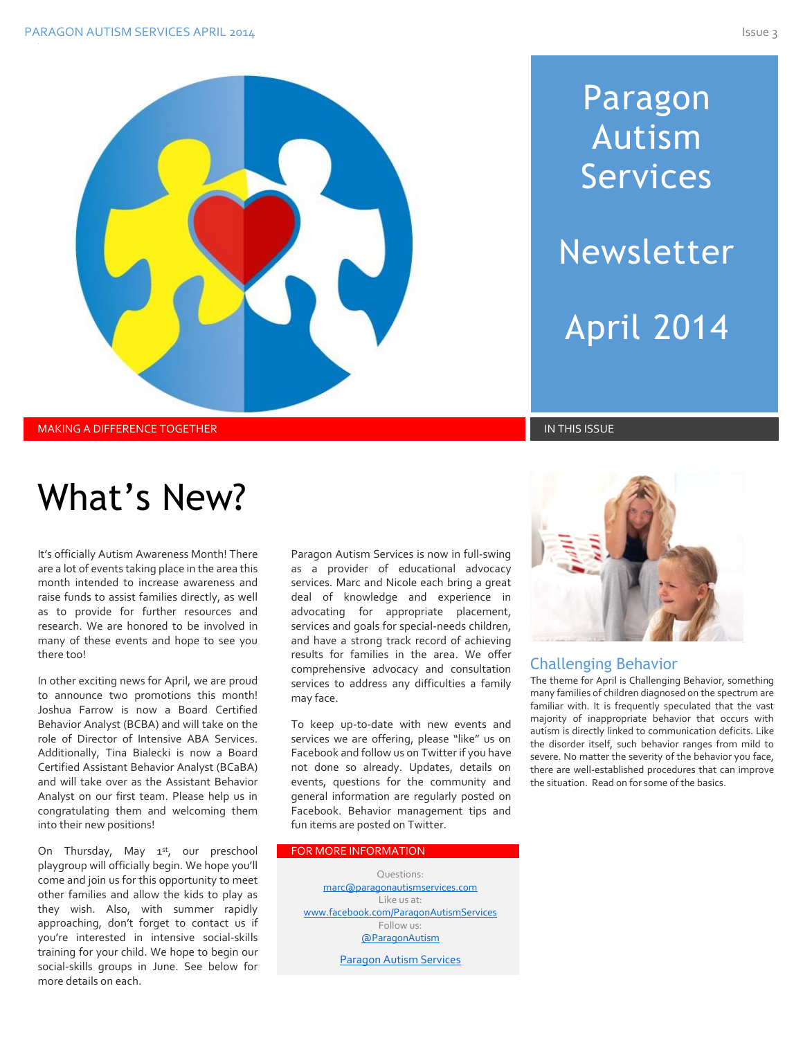# Paragon Autism Services

# Newsletter

# April 2014

MAKING A DIFFERENCE TOGETHER

IN THIS ISSUE

## What's New?

It's officially Autism Awareness Month! There are a lot of events taking place in the area this month intended to increase awareness and raise funds to assist families directly, as well as to provide for further resources and research. We are honored to be involved in many of these events and hope to see you there too!

In other exciting news for April, we are proud to announce two promotions this month! Joshua Farrow is now a Board Certified Behavior Analyst (BCBA) and will take on the role of Director of Intensive ABA Services. Additionally, Tina Bialecki is now a Board Certified Assistant Behavior Analyst (BCaBA) and will take over as the Assistant Behavior Analyst on our first team. Please help us in congratulating them and welcoming them into their new positions!

On Thursday, May 1st, our preschool playgroup will officially begin. We hope you'll come and join us for this opportunity to meet other families and allow the kids to play as they wish. Also, with summer rapidly approaching, don't forget to contact us if you're interested in intensive social-skills training for your child. We hope to begin our social-skills groups in June. See below for more details on each.

Paragon Autism Services is now in full-swing as a provider of educational advocacy services. Marc and Nicole each bring a great deal of knowledge and experience in advocating for appropriate placement, services and goals for special-needs children, and have a strong track record of achieving results for families in the area. We offer comprehensive advocacy and consultation services to address any difficulties a family may face.

To keep up-to-date with new events and services we are offering, please "like" us on Facebook and follow us on Twitter if you have not done so already. Updates, details on events, questions for the community and general information are regularly posted on Facebook. Behavior management tips and fun items are posted on Twitter.

FOR MORE INFORMATION

Questions:
marc@paragonautismservices.com
Like us at:
www.facebook.com/ParagonAutismServices
Follow us:
@ParagonAutism

Paragon Autism Services

### Challenging Behavior

The theme for April is Challenging Behavior, something many families of children diagnosed on the spectrum are familiar with. It is frequently speculated that the vast majority of inappropriate behavior that occurs with autism is directly linked to communication deficits. Like the disorder itself, such behavior ranges from mild to severe. No matter the severity of the behavior you face, there are well-established procedures that can improve the situation. Read on for some of the basics.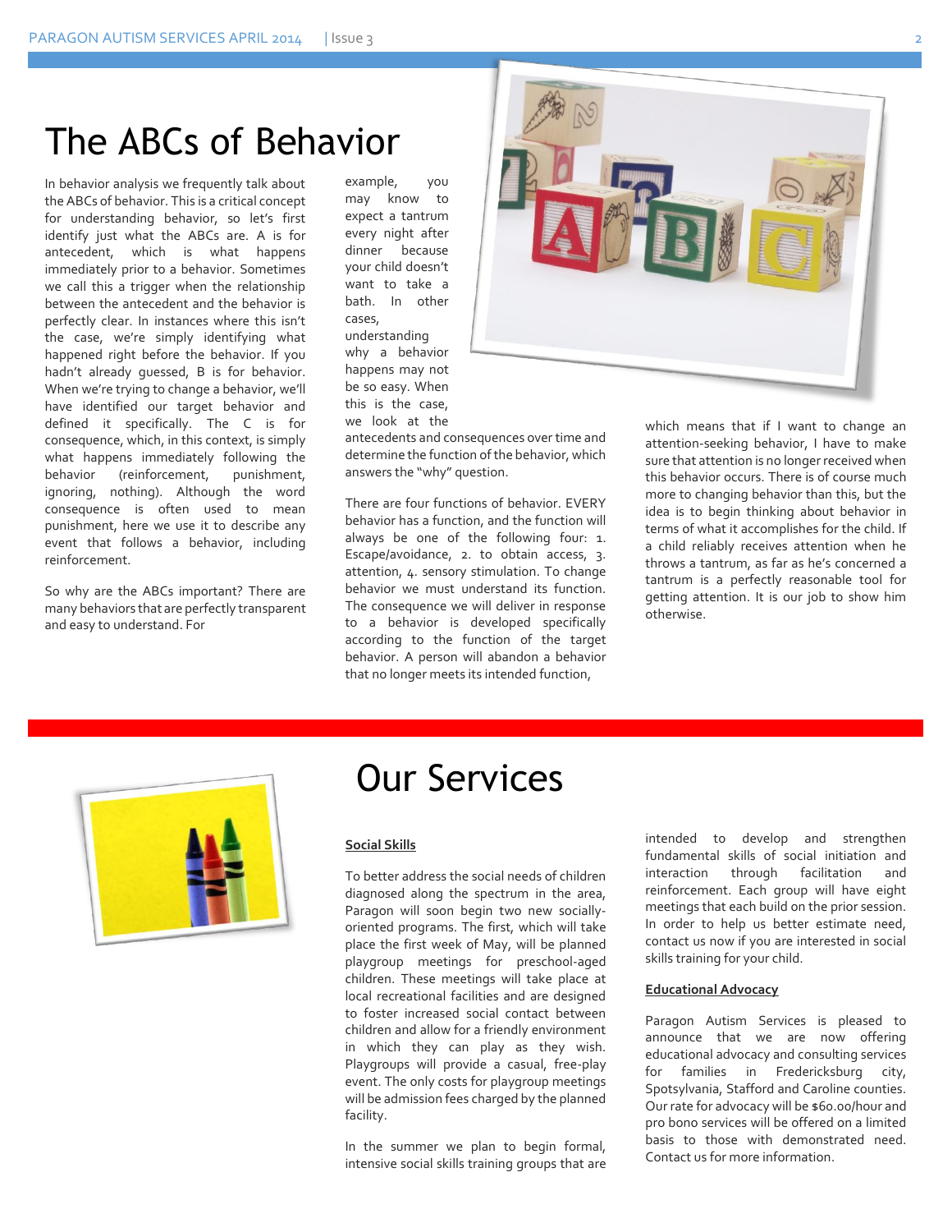# The ABCs of Behavior

In behavior analysis we frequently talk about the ABCs of behavior. This is a critical concept for understanding behavior, so let's first identify just what the ABCs are. A is for antecedent, which is what happens immediately prior to a behavior. Sometimes we call this a trigger when the relationship between the antecedent and the behavior is perfectly clear. In instances where this isn't the case, we're simply identifying what happened right before the behavior. If you hadn't already guessed, B is for behavior. When we're trying to change a behavior, we'll have identified our target behavior and defined it specifically. The C is for consequence, which, in this context, is simply what happens immediately following the behavior (reinforcement, punishment, ignoring, nothing). Although the word consequence is often used to mean punishment, here we use it to describe any event that follows a behavior, including reinforcement.

So why are the ABCs important? There are many behaviors that are perfectly transparent and easy to understand. For example, you may know to expect a tantrum every night after dinner because your child doesn't want to take a bath. In other cases, understanding why a behavior happens may not be so easy. When this is the case, we look at the antecedents and consequences over time and determine the function of the behavior, which answers the "why" question.

There are four functions of behavior. EVERY behavior has a function, and the function will always be one of the following four: 1. Escape/avoidance, 2. to obtain access, 3. attention, 4. sensory stimulation. To change behavior we must understand its function. The consequence we will deliver in response to a behavior is developed specifically according to the function of the target behavior. A person will abandon a behavior that no longer meets its intended function, which means that if I want to change an attention-seeking behavior, I have to make sure that attention is no longer received when this behavior occurs. There is of course much more to changing behavior than this, but the idea is to begin thinking about behavior in terms of what it accomplishes for the child. If a child reliably receives attention when he throws a tantrum, as far as he's concerned a tantrum is a perfectly reasonable tool for getting attention. It is our job to show him otherwise.

# Our Services

**Social Skills**

To better address the social needs of children diagnosed along the spectrum in the area, Paragon will soon begin two new socially-oriented programs. The first, which will take place the first week of May, will be planned playgroup meetings for preschool-aged children. These meetings will take place at local recreational facilities and are designed to foster increased social contact between children and allow for a friendly environment in which they can play as they wish. Playgroups will provide a casual, free-play event. The only costs for playgroup meetings will be admission fees charged by the planned facility.

In the summer we plan to begin formal, intensive social skills training groups that are intended to develop and strengthen fundamental skills of social initiation and interaction through facilitation and reinforcement. Each group will have eight meetings that each build on the prior session. In order to help us better estimate need, contact us now if you are interested in social skills training for your child.

**Educational Advocacy**

Paragon Autism Services is pleased to announce that we are now offering educational advocacy and consulting services for families in Fredericksburg city, Spotsylvania, Stafford and Caroline counties. Our rate for advocacy will be $60.00/hour and pro bono services will be offered on a limited basis to those with demonstrated need. Contact us for more information.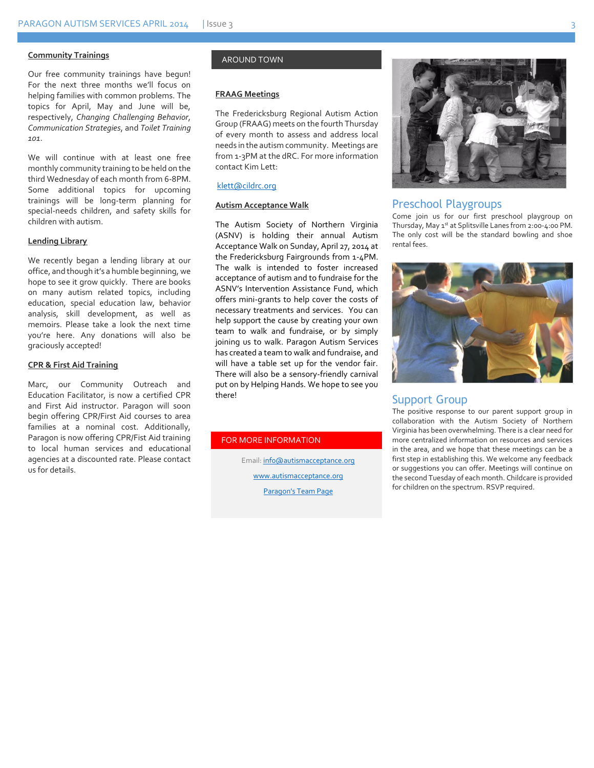## Community Trainings

Our free community trainings have begun! For the next three months we'll focus on helping families with common problems. The topics for April, May and June will be, respectively, *Changing Challenging Behavior*, *Communication Strategies*, and *Toilet Training 101*.

We will continue with at least one free monthly community training to be held on the third Wednesday of each month from 6-8PM. Some additional topics for upcoming trainings will be long-term planning for special-needs children, and safety skills for children with autism.

## Lending Library

We recently began a lending library at our office, and though it's a humble beginning, we hope to see it grow quickly. There are books on many autism related topics, including education, special education law, behavior analysis, skill development, as well as memoirs. Please take a look the next time you're here. Any donations will also be graciously accepted!

## CPR & First Aid Training

Marc, our Community Outreach and Education Facilitator, is now a certified CPR and First Aid instructor. Paragon will soon begin offering CPR/First Aid courses to area families at a nominal cost. Additionally, Paragon is now offering CPR/Fist Aid training to local human services and educational agencies at a discounted rate. Please contact us for details.

# AROUND TOWN

## FRAAG Meetings

The Fredericksburg Regional Autism Action Group (FRAAG) meets on the fourth Thursday of every month to assess and address local needs in the autism community. Meetings are from 1-3PM at the dRC. For more information contact Kim Lett:

klett@cildrc.org

## Autism Acceptance Walk

The Autism Society of Northern Virginia (ASNV) is holding their annual Autism Acceptance Walk on Sunday, April 27, 2014 at the Fredericksburg Fairgrounds from 1-4PM. The walk is intended to foster increased acceptance of autism and to fundraise for the ASNV's Intervention Assistance Fund, which offers mini-grants to help cover the costs of necessary treatments and services. You can help support the cause by creating your own team to walk and fundraise, or by simply joining us to walk. Paragon Autism Services has created a team to walk and fundraise, and will have a table set up for the vendor fair. There will also be a sensory-friendly carnival put on by Helping Hands. We hope to see you there!

## FOR MORE INFORMATION

Email: info@autismacceptance.org

www.autismacceptance.org

Paragon's Team Page

## Preschool Playgroups

Come join us for our first preschool playgroup on Thursday, May 1st at Splitsville Lanes from 2:00-4:00 PM. The only cost will be the standard bowling and shoe rental fees.

## Support Group

The positive response to our parent support group in collaboration with the Autism Society of Northern Virginia has been overwhelming. There is a clear need for more centralized information on resources and services in the area, and we hope that these meetings can be a first step in establishing this. We welcome any feedback or suggestions you can offer. Meetings will continue on the second Tuesday of each month. Childcare is provided for children on the spectrum. RSVP required.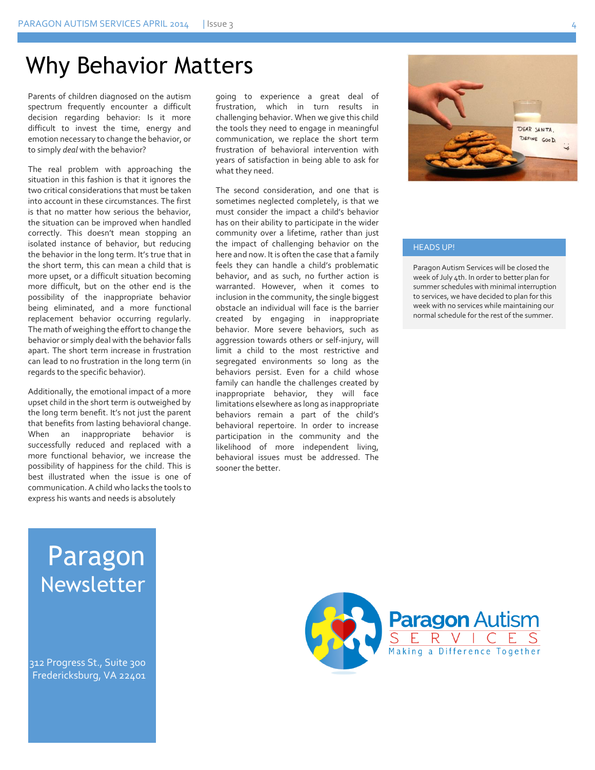# Why Behavior Matters

Parents of children diagnosed on the autism spectrum frequently encounter a difficult decision regarding behavior: Is it more difficult to invest the time, energy and emotion necessary to change the behavior, or to simply *deal* with the behavior?

The real problem with approaching the situation in this fashion is that it ignores the two critical considerations that must be taken into account in these circumstances. The first is that no matter how serious the behavior, the situation can be improved when handled correctly. This doesn't mean stopping an isolated instance of behavior, but reducing the behavior in the long term. It's true that in the short term, this can mean a child that is more upset, or a difficult situation becoming more difficult, but on the other end is the possibility of the inappropriate behavior being eliminated, and a more functional replacement behavior occurring regularly. The math of weighing the effort to change the behavior or simply deal with the behavior falls apart. The short term increase in frustration can lead to no frustration in the long term (in regards to the specific behavior).

Additionally, the emotional impact of a more upset child in the short term is outweighed by the long term benefit. It's not just the parent that benefits from lasting behavioral change. When an inappropriate behavior is successfully reduced and replaced with a more functional behavior, we increase the possibility of happiness for the child. This is best illustrated when the issue is one of communication. A child who lacks the tools to express his wants and needs is absolutely going to experience a great deal of frustration, which in turn results in challenging behavior. When we give this child the tools they need to engage in meaningful communication, we replace the short term frustration of behavioral intervention with years of satisfaction in being able to ask for what they need.

The second consideration, and one that is sometimes neglected completely, is that we must consider the impact a child's behavior has on their ability to participate in the wider community over a lifetime, rather than just the impact of challenging behavior on the here and now. It is often the case that a family feels they can handle a child's problematic behavior, and as such, no further action is warranted. However, when it comes to inclusion in the community, the single biggest obstacle an individual will face is the barrier created by engaging in inappropriate behavior. More severe behaviors, such as aggression towards others or self-injury, will limit a child to the most restrictive and segregated environments so long as the behaviors persist. Even for a child whose family can handle the challenges created by inappropriate behavior, they will face limitations elsewhere as long as inappropriate behaviors remain a part of the child's behavioral repertoire. In order to increase participation in the community and the likelihood of more independent living, behavioral issues must be addressed. The sooner the better.

## HEADS UP!

Paragon Autism Services will be closed the week of July 4th. In order to better plan for summer schedules with minimal interruption to services, we have decided to plan for this week with no services while maintaining our normal schedule for the rest of the summer.

**Paragon Newsletter**

312 Progress St., Suite 300
Fredericksburg, VA 22401

Paragon Autism Services
Making a Difference Together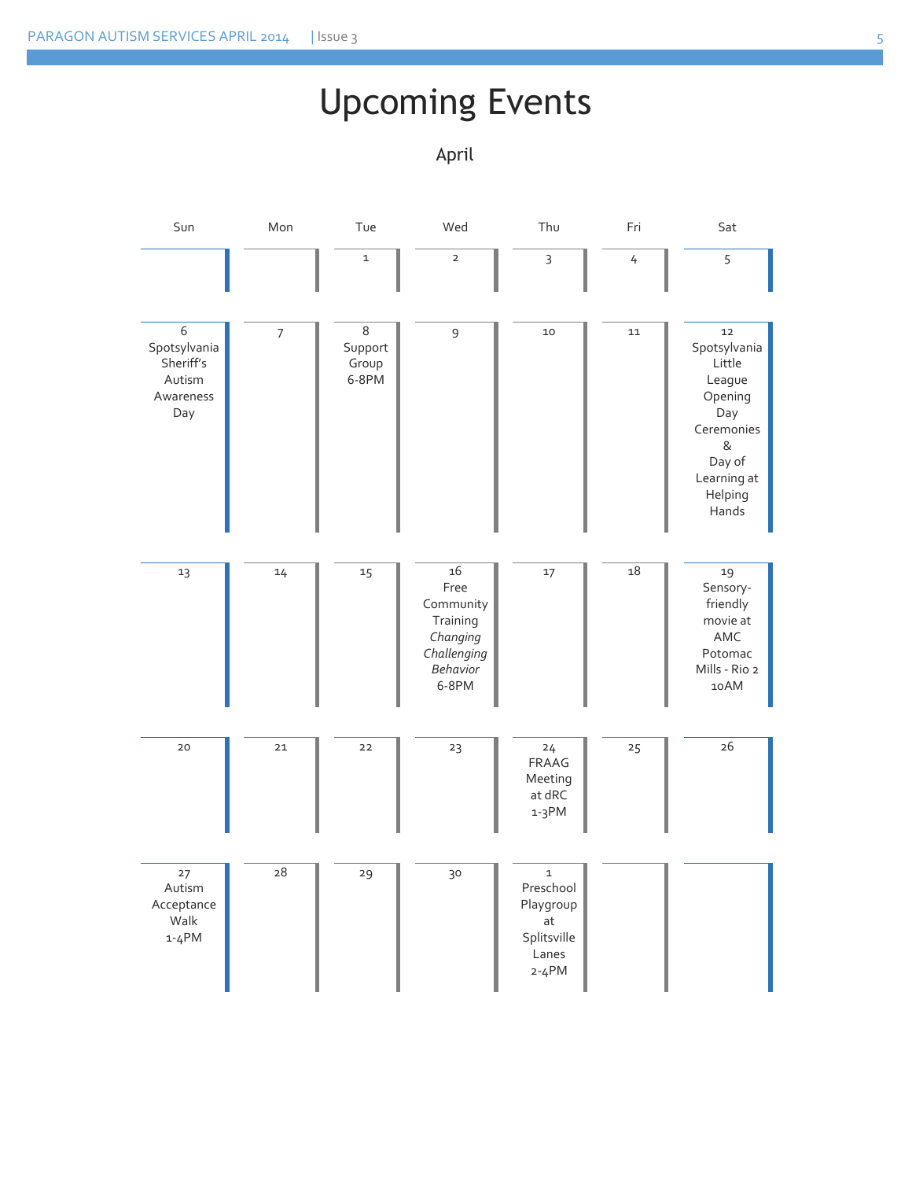# Upcoming Events

April

| Sun | Mon | Tue | Wed | Thu | Fri | Sat |
|---|---|---|---|---|---|---|
| | | 1 | 2 | 3 | 4 | 5 |
| 6 Spotsylvania Sheriff's Autism Awareness Day | 7 | 8 Support Group 6-8PM | 9 | 10 | 11 | 12 Spotsylvania Little League Opening Day Ceremonies & Day of Learning at Helping Hands |
| 13 | 14 | 15 | 16 Free Community Training *Changing Challenging Behavior* 6-8PM | 17 | 18 | 19 Sensory-friendly movie at AMC Potomac Mills - Rio 2 10AM |
| 20 | 21 | 22 | 23 | 24 FRAAG Meeting at dRC 1-3PM | 25 | 26 |
| 27 Autism Acceptance Walk 1-4PM | 28 | 29 | 30 | 1 Preschool Playgroup at Splitsville Lanes 2-4PM | | |